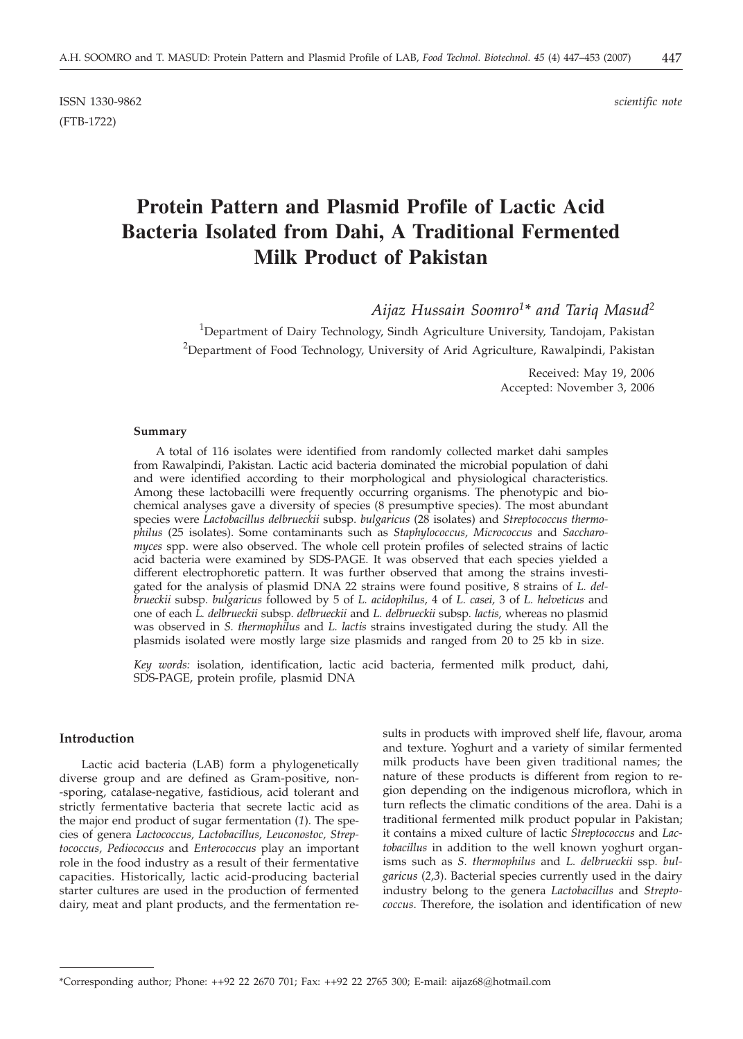ISSN 1330-9862 *scientific note*

(FTB-1722)

# Protein Pattern and Plasmid Profile of Lactic Acid Bacteria Isolated from Dahi, A Traditional Fermented Milk Product of Pakistan

*Aijaz Hussain Soomro[1]* and Tariq Masud[2]*

[1]Department of Dairy Technology, Sindh Agriculture University, Tandojam, Pakistan

[2]Department of Food Technology, University of Arid Agriculture, Rawalpindi, Pakistan

Received: May 19, 2006
Accepted: November 3, 2006

## Summary

A total of 116 isolates were identified from randomly collected market dahi samples from Rawalpindi, Pakistan. Lactic acid bacteria dominated the microbial population of dahi and were identified according to their morphological and physiological characteristics. Among these lactobacilli were frequently occurring organisms. The phenotypic and biochemical analyses gave a diversity of species (8 presumptive species). The most abundant species were *Lactobacillus delbrueckii* subsp. *bulgaricus* (28 isolates) and *Streptococcus thermophilus* (25 isolates). Some contaminants such as *Staphylococcus*, *Micrococcus* and *Saccharomyces* spp. were also observed. The whole cell protein profiles of selected strains of lactic acid bacteria were examined by SDS-PAGE. It was observed that each species yielded a different electrophoretic pattern. It was further observed that among the strains investigated for the analysis of plasmid DNA 22 strains were found positive, 8 strains of *L. delbrueckii* subsp. *bulgaricus* followed by 5 of *L. acidophilus*, 4 of *L. casei*, 3 of *L. helveticus* and one of each *L. delbrueckii* subsp. *delbrueckii* and *L. delbrueckii* subsp. *lactis*, whereas no plasmid was observed in *S. thermophilus* and *L. lactis* strains investigated during the study. All the plasmids isolated were mostly large size plasmids and ranged from 20 to 25 kb in size.

*Key words:* isolation, identification, lactic acid bacteria, fermented milk product, dahi, SDS-PAGE, protein profile, plasmid DNA

## Introduction

Lactic acid bacteria (LAB) form a phylogenetically diverse group and are defined as Gram-positive, non-sporing, catalase-negative, fastidious, acid tolerant and strictly fermentative bacteria that secrete lactic acid as the major end product of sugar fermentation (*1*). The species of genera *Lactococcus*, *Lactobacillus*, *Leuconostoc*, *Streptococcus*, *Pediococcus* and *Enterococcus* play an important role in the food industry as a result of their fermentative capacities. Historically, lactic acid-producing bacterial starter cultures are used in the production of fermented dairy, meat and plant products, and the fermentation results in products with improved shelf life, flavour, aroma and texture. Yoghurt and a variety of similar fermented milk products have been given traditional names; the nature of these products is different from region to region depending on the indigenous microflora, which in turn reflects the climatic conditions of the area. Dahi is a traditional fermented milk product popular in Pakistan; it contains a mixed culture of lactic *Streptococcus* and *Lactobacillus* in addition to the well known yoghurt organisms such as *S. thermophilus* and *L. delbrueckii* ssp. *bulgaricus* (*2,3*). Bacterial species currently used in the dairy industry belong to the genera *Lactobacillus* and *Streptococcus*. Therefore, the isolation and identification of new

---

*Corresponding author; Phone: ++92 22 2670 701; Fax: ++92 22 2765 300; E-mail: aijaz68@hotmail.com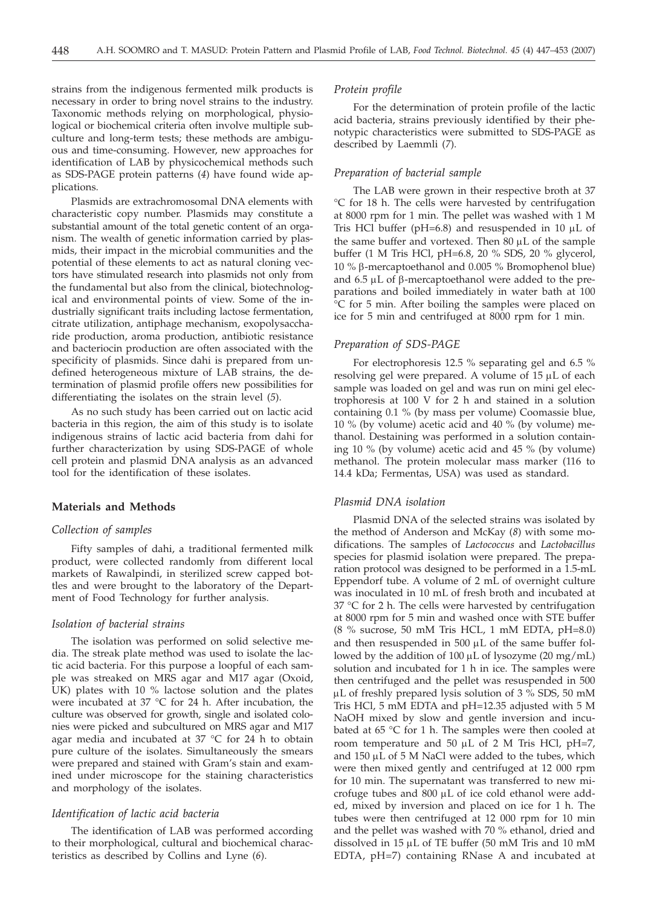strains from the indigenous fermented milk products is necessary in order to bring novel strains to the industry. Taxonomic methods relying on morphological, physiological or biochemical criteria often involve multiple subculture and long-term tests; these methods are ambiguous and time-consuming. However, new approaches for identification of LAB by physicochemical methods such as SDS-PAGE protein patterns (*4*) have found wide applications.

Plasmids are extrachromosomal DNA elements with characteristic copy number. Plasmids may constitute a substantial amount of the total genetic content of an organism. The wealth of genetic information carried by plasmids, their impact in the microbial communities and the potential of these elements to act as natural cloning vectors have stimulated research into plasmids not only from the fundamental but also from the clinical, biotechnological and environmental points of view. Some of the industrially significant traits including lactose fermentation, citrate utilization, antiphage mechanism, exopolysaccharide production, aroma production, antibiotic resistance and bacteriocin production are often associated with the specificity of plasmids. Since dahi is prepared from undefined heterogeneous mixture of LAB strains, the determination of plasmid profile offers new possibilities for differentiating the isolates on the strain level (*5*).

As no such study has been carried out on lactic acid bacteria in this region, the aim of this study is to isolate indigenous strains of lactic acid bacteria from dahi for further characterization by using SDS-PAGE of whole cell protein and plasmid DNA analysis as an advanced tool for the identification of these isolates.

## Materials and Methods

### *Collection of samples*

Fifty samples of dahi, a traditional fermented milk product, were collected randomly from different local markets of Rawalpindi, in sterilized screw capped bottles and were brought to the laboratory of the Department of Food Technology for further analysis.

### *Isolation of bacterial strains*

The isolation was performed on solid selective media. The streak plate method was used to isolate the lactic acid bacteria. For this purpose a loopful of each sample was streaked on MRS agar and M17 agar (Oxoid, UK) plates with 10 % lactose solution and the plates were incubated at 37 °C for 24 h. After incubation, the culture was observed for growth, single and isolated colonies were picked and subcultured on MRS agar and M17 agar media and incubated at 37 °C for 24 h to obtain pure culture of the isolates. Simultaneously the smears were prepared and stained with Gram's stain and examined under microscope for the staining characteristics and morphology of the isolates.

### *Identification of lactic acid bacteria*

The identification of LAB was performed according to their morphological, cultural and biochemical characteristics as described by Collins and Lyne (*6*).

### *Protein profile*

For the determination of protein profile of the lactic acid bacteria, strains previously identified by their phenotypic characteristics were submitted to SDS-PAGE as described by Laemmli (*7*).

### *Preparation of bacterial sample*

The LAB were grown in their respective broth at 37 °C for 18 h. The cells were harvested by centrifugation at 8000 rpm for 1 min. The pellet was washed with 1 M Tris HCl buffer (pH=6.8) and resuspended in 10 μL of the same buffer and vortexed. Then 80 μL of the sample buffer (1 M Tris HCl, pH=6.8, 20 % SDS, 20 % glycerol, 10 % β-mercaptoethanol and 0.005 % Bromophenol blue) and 6.5 μL of β-mercaptoethanol were added to the preparations and boiled immediately in water bath at 100 °C for 5 min. After boiling the samples were placed on ice for 5 min and centrifuged at 8000 rpm for 1 min.

### *Preparation of SDS-PAGE*

For electrophoresis 12.5 % separating gel and 6.5 % resolving gel were prepared. A volume of 15 μL of each sample was loaded on gel and was run on mini gel electrophoresis at 100 V for 2 h and stained in a solution containing 0.1 % (by mass per volume) Coomassie blue, 10 % (by volume) acetic acid and 40 % (by volume) methanol. Destaining was performed in a solution containing 10 % (by volume) acetic acid and 45 % (by volume) methanol. The protein molecular mass marker (116 to 14.4 kDa; Fermentas, USA) was used as standard.

### *Plasmid DNA isolation*

Plasmid DNA of the selected strains was isolated by the method of Anderson and McKay (*8*) with some modifications. The samples of *Lactococcus* and *Lactobacillus* species for plasmid isolation were prepared. The preparation protocol was designed to be performed in a 1.5-mL Eppendorf tube. A volume of 2 mL of overnight culture was inoculated in 10 mL of fresh broth and incubated at 37 °C for 2 h. The cells were harvested by centrifugation at 8000 rpm for 5 min and washed once with STE buffer (8 % sucrose, 50 mM Tris HCL, 1 mM EDTA, pH=8.0) and then resuspended in 500 μL of the same buffer followed by the addition of 100 μL of lysozyme (20 mg/mL) solution and incubated for 1 h in ice. The samples were then centrifuged and the pellet was resuspended in 500 μL of freshly prepared lysis solution of 3 % SDS, 50 mM Tris HCl, 5 mM EDTA and pH=12.35 adjusted with 5 M NaOH mixed by slow and gentle inversion and incubated at 65 °C for 1 h. The samples were then cooled at room temperature and 50 μL of 2 M Tris HCl, pH=7, and 150 μL of 5 M NaCl were added to the tubes, which were then mixed gently and centrifuged at 12 000 rpm for 10 min. The supernatant was transferred to new microfuge tubes and 800 μL of ice cold ethanol were added, mixed by inversion and placed on ice for 1 h. The tubes were then centrifuged at 12 000 rpm for 10 min and the pellet was washed with 70 % ethanol, dried and dissolved in 15 μL of TE buffer (50 mM Tris and 10 mM EDTA, pH=7) containing RNase A and incubated at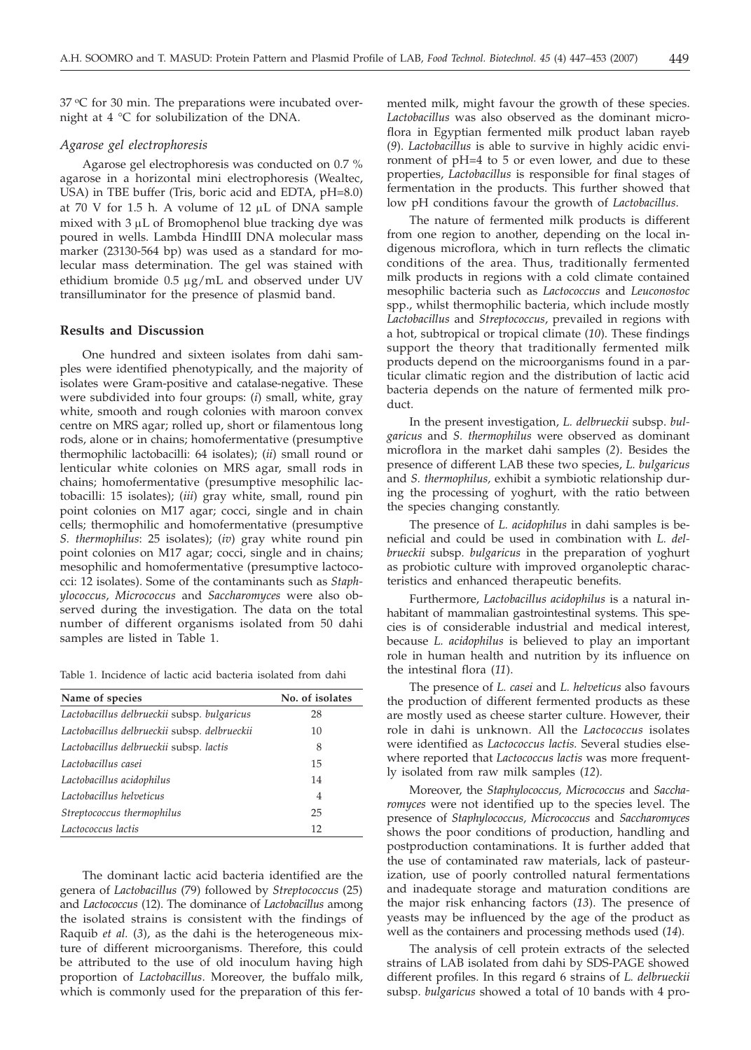37 °C for 30 min. The preparations were incubated overnight at 4 °C for solubilization of the DNA.

### *Agarose gel electrophoresis*

Agarose gel electrophoresis was conducted on 0.7 % agarose in a horizontal mini electrophoresis (Wealtec, USA) in TBE buffer (Tris, boric acid and EDTA, pH=8.0) at 70 V for 1.5 h. A volume of 12 μL of DNA sample mixed with 3 μL of Bromophenol blue tracking dye was poured in wells. Lambda HindIII DNA molecular mass marker (23130-564 bp) was used as a standard for molecular mass determination. The gel was stained with ethidium bromide 0.5 μg/mL and observed under UV transilluminator for the presence of plasmid band.

## Results and Discussion

One hundred and sixteen isolates from dahi samples were identified phenotypically, and the majority of isolates were Gram-positive and catalase-negative. These were subdivided into four groups: (*i*) small, white, gray white, smooth and rough colonies with maroon convex centre on MRS agar; rolled up, short or filamentous long rods, alone or in chains; homofermentative (presumptive thermophilic lactobacilli: 64 isolates); (*ii*) small round or lenticular white colonies on MRS agar, small rods in chains; homofermentative (presumptive mesophilic lactobacilli: 15 isolates); (*iii*) gray white, small, round pin point colonies on M17 agar; cocci, single and in chain cells; thermophilic and homofermentative (presumptive *S. thermophilus*: 25 isolates); (*iv*) gray white round pin point colonies on M17 agar; cocci, single and in chains; mesophilic and homofermentative (presumptive lactococci: 12 isolates). Some of the contaminants such as *Staphylococcus*, *Micrococcus* and *Saccharomyces* were also observed during the investigation. The data on the total number of different organisms isolated from 50 dahi samples are listed in Table 1.

Table 1. Incidence of lactic acid bacteria isolated from dahi

| Name of species | No. of isolates |
|---|---|
| *Lactobacillus delbrueckii* subsp. *bulgaricus* | 28 |
| *Lactobacillus delbrueckii* subsp. *delbrueckii* | 10 |
| *Lactobacillus delbrueckii* subsp. *lactis* | 8 |
| *Lactobacillus casei* | 15 |
| *Lactobacillus acidophilus* | 14 |
| *Lactobacillus helveticus* | 4 |
| *Streptococcus thermophilus* | 25 |
| *Lactococcus lactis* | 12 |

The dominant lactic acid bacteria identified are the genera of *Lactobacillus* (79) followed by *Streptococcus* (25) and *Lactococcus* (12). The dominance of *Lactobacillus* among the isolated strains is consistent with the findings of Raquib *et al.* (*3*), as the dahi is the heterogeneous mixture of different microorganisms. Therefore, this could be attributed to the use of old inoculum having high proportion of *Lactobacillus*. Moreover, the buffalo milk, which is commonly used for the preparation of this fermented milk, might favour the growth of these species. *Lactobacillus* was also observed as the dominant microflora in Egyptian fermented milk product laban rayeb (*9*). *Lactobacillus* is able to survive in highly acidic environment of pH=4 to 5 or even lower, and due to these properties, *Lactobacillus* is responsible for final stages of fermentation in the products. This further showed that low pH conditions favour the growth of *Lactobacillus*.

The nature of fermented milk products is different from one region to another, depending on the local indigenous microflora, which in turn reflects the climatic conditions of the area. Thus, traditionally fermented milk products in regions with a cold climate contained mesophilic bacteria such as *Lactococcus* and *Leuconostoc* spp., whilst thermophilic bacteria, which include mostly *Lactobacillus* and *Streptococcus*, prevailed in regions with a hot, subtropical or tropical climate (*10*). These findings support the theory that traditionally fermented milk products depend on the microorganisms found in a particular climatic region and the distribution of lactic acid bacteria depends on the nature of fermented milk product.

In the present investigation, *L. delbrueckii* subsp. *bulgaricus* and *S. thermophilus* were observed as dominant microflora in the market dahi samples (*2*). Besides the presence of different LAB these two species, *L. bulgaricus* and *S. thermophilus,* exhibit a symbiotic relationship during the processing of yoghurt, with the ratio between the species changing constantly.

The presence of *L. acidophilus* in dahi samples is beneficial and could be used in combination with *L. delbrueckii* subsp. *bulgaricus* in the preparation of yoghurt as probiotic culture with improved organoleptic characteristics and enhanced therapeutic benefits.

Furthermore, *Lactobacillus acidophilus* is a natural inhabitant of mammalian gastrointestinal systems. This species is of considerable industrial and medical interest, because *L. acidophilus* is believed to play an important role in human health and nutrition by its influence on the intestinal flora (*11*).

The presence of *L. casei* and *L. helveticus* also favours the production of different fermented products as these are mostly used as cheese starter culture. However, their role in dahi is unknown. All the *Lactococcus* isolates were identified as *Lactococcus lactis.* Several studies elsewhere reported that *Lactococcus lactis* was more frequently isolated from raw milk samples (*12*).

Moreover, the *Staphylococcus, Micrococcus* and *Saccharomyces* were not identified up to the species level. The presence of *Staphylococcus, Micrococcus* and *Saccharomyces* shows the poor conditions of production, handling and postproduction contaminations. It is further added that the use of contaminated raw materials, lack of pasteurization, use of poorly controlled natural fermentations and inadequate storage and maturation conditions are the major risk enhancing factors (*13*). The presence of yeasts may be influenced by the age of the product as well as the containers and processing methods used (*14*).

The analysis of cell protein extracts of the selected strains of LAB isolated from dahi by SDS-PAGE showed different profiles. In this regard 6 strains of *L. delbrueckii* subsp. *bulgaricus* showed a total of 10 bands with 4 pro-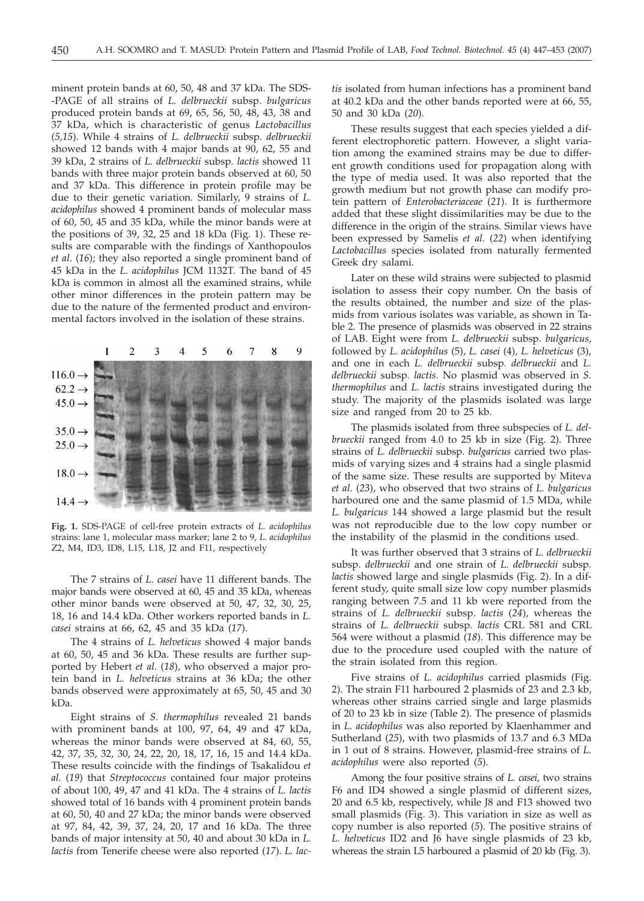minent protein bands at 60, 50, 48 and 37 kDa. The SDS-PAGE of all strains of *L. delbrueckii* subsp. *bulgaricus* produced protein bands at 69, 65, 56, 50, 48, 43, 38 and 37 kDa, which is characteristic of genus *Lactobacillus* (*5,15*). While 4 strains of *L. delbrueckii* subsp. *delbrueckii* showed 12 bands with 4 major bands at 90, 62, 55 and 39 kDa, 2 strains of *L. delbrueckii* subsp. *lactis* showed 11 bands with three major protein bands observed at 60, 50 and 37 kDa. This difference in protein profile may be due to their genetic variation. Similarly, 9 strains of *L. acidophilus* showed 4 prominent bands of molecular mass of 60, 50, 45 and 35 kDa, while the minor bands were at the positions of 39, 32, 25 and 18 kDa (Fig. 1). These results are comparable with the findings of Xanthopoulos *et al.* (*16*); they also reported a single prominent band of 45 kDa in the *L. acidophilus* JCM 1132T. The band of 45 kDa is common in almost all the examined strains, while other minor differences in the protein pattern may be due to the nature of the fermented product and environmental factors involved in the isolation of these strains.

**Fig. 1.** SDS-PAGE of cell-free protein extracts of *L. acidophilus* strains: lane 1, molecular mass marker; lane 2 to 9, *L. acidophilus* Z2, M4, ID3, ID8, L15, L18, J2 and F11, respectively

The 7 strains of *L. casei* have 11 different bands. The major bands were observed at 60, 45 and 35 kDa, whereas other minor bands were observed at 50, 47, 32, 30, 25, 18, 16 and 14.4 kDa. Other workers reported bands in *L. casei* strains at 66, 62, 45 and 35 kDa (*17*).

The 4 strains of *L. helveticus* showed 4 major bands at 60, 50, 45 and 36 kDa. These results are further supported by Hebert *et al.* (*18*), who observed a major protein band in *L. helveticus* strains at 36 kDa; the other bands observed were approximately at 65, 50, 45 and 30 kDa.

Eight strains of *S. thermophilus* revealed 21 bands with prominent bands at 100, 97, 64, 49 and 47 kDa, whereas the minor bands were observed at 84, 60, 55, 42, 37, 35, 32, 30, 24, 22, 20, 18, 17, 16, 15 and 14.4 kDa. These results coincide with the findings of Tsakalidou *et al.* (*19*) that *Streptococcus* contained four major proteins of about 100, 49, 47 and 41 kDa. The 4 strains of *L. lactis* showed total of 16 bands with 4 prominent protein bands at 60, 50, 40 and 27 kDa; the minor bands were observed at 97, 84, 42, 39, 37, 24, 20, 17 and 16 kDa. The three bands of major intensity at 50, 40 and about 30 kDa in *L. lactis* from Tenerife cheese were also reported (*17*). *L. lactis* isolated from human infections has a prominent band at 40.2 kDa and the other bands reported were at 66, 55, 50 and 30 kDa (*20*).

These results suggest that each species yielded a different electrophoretic pattern. However, a slight variation among the examined strains may be due to different growth conditions used for propagation along with the type of media used. It was also reported that the growth medium but not growth phase can modify protein pattern of *Enterobacteriaceae* (*21*). It is furthermore added that these slight dissimilarities may be due to the difference in the origin of the strains. Similar views have been expressed by Samelis *et al.* (*22*) when identifying *Lactobacillus* species isolated from naturally fermented Greek dry salami.

Later on these wild strains were subjected to plasmid isolation to assess their copy number. On the basis of the results obtained, the number and size of the plasmids from various isolates was variable, as shown in Table 2. The presence of plasmids was observed in 22 strains of LAB. Eight were from *L. delbrueckii* subsp. *bulgaricus*, followed by *L. acidophilus* (5), *L. casei* (4), *L. helveticus* (3), and one in each *L. delbrueckii* subsp. *delbrueckii* and *L. delbrueckii* subsp. *lactis*. No plasmid was observed in *S. thermophilus* and *L. lactis* strains investigated during the study. The majority of the plasmids isolated was large size and ranged from 20 to 25 kb.

The plasmids isolated from three subspecies of *L. delbrueckii* ranged from 4.0 to 25 kb in size (Fig. 2). Three strains of *L. delbrueckii* subsp. *bulgaricus* carried two plasmids of varying sizes and 4 strains had a single plasmid of the same size. These results are supported by Miteva *et al.* (*23*), who observed that two strains of *L. bulgaricus* harboured one and the same plasmid of 1.5 MDa, while *L. bulgaricus* 144 showed a large plasmid but the result was not reproducible due to the low copy number or the instability of the plasmid in the conditions used.

It was further observed that 3 strains of *L. delbrueckii* subsp. *delbrueckii* and one strain of *L. delbrueckii* subsp. *lactis* showed large and single plasmids (Fig. 2). In a different study, quite small size low copy number plasmids ranging between 7.5 and 11 kb were reported from the strains of *L. delbrueckii* subsp. *lactis* (*24*), whereas the strains of *L. delbrueckii* subsp. *lactis* CRL 581 and CRL 564 were without a plasmid (*18*). This difference may be due to the procedure used coupled with the nature of the strain isolated from this region.

Five strains of *L. acidophilus* carried plasmids (Fig. 2). The strain F11 harboured 2 plasmids of 23 and 2.3 kb, whereas other strains carried single and large plasmids of 20 to 23 kb in size (Table 2). The presence of plasmids in *L. acidophilus* was also reported by Klaenhammer and Sutherland (*25*), with two plasmids of 13.7 and 6.3 MDa in 1 out of 8 strains. However, plasmid-free strains of *L. acidophilus* were also reported (*5*).

Among the four positive strains of *L. casei*, two strains F6 and ID4 showed a single plasmid of different sizes, 20 and 6.5 kb, respectively, while J8 and F13 showed two small plasmids (Fig. 3). This variation in size as well as copy number is also reported (*5*). The positive strains of *L. helveticus* ID2 and J6 have single plasmids of 23 kb, whereas the strain L5 harboured a plasmid of 20 kb (Fig. 3).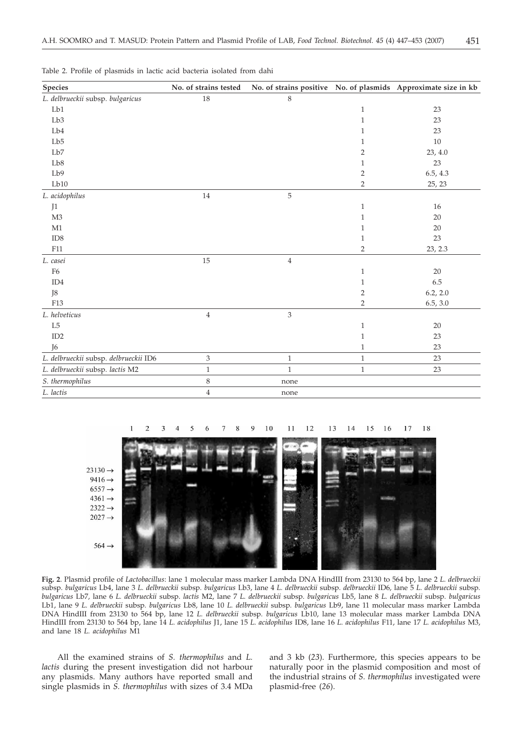Table 2. Profile of plasmids in lactic acid bacteria isolated from dahi

| Species | No. of strains tested | No. of strains positive | No. of plasmids | Approximate size in kb |
|---|---|---|---|---|
| *L. delbrueckii* subsp. *bulgaricus* | 18 | 8 | | |
| Lb1 | | | 1 | 23 |
| Lb3 | | | 1 | 23 |
| Lb4 | | | 1 | 23 |
| Lb5 | | | 1 | 10 |
| Lb7 | | | 2 | 23, 4.0 |
| Lb8 | | | 1 | 23 |
| Lb9 | | | 2 | 6.5, 4.3 |
| Lb10 | | | 2 | 25, 23 |
| *L. acidophilus* | 14 | 5 | | |
| J1 | | | 1 | 16 |
| M3 | | | 1 | 20 |
| M1 | | | 1 | 20 |
| ID8 | | | 1 | 23 |
| F11 | | | 2 | 23, 2.3 |
| *L. casei* | 15 | 4 | | |
| F6 | | | 1 | 20 |
| ID4 | | | 1 | 6.5 |
| J8 | | | 2 | 6.2, 2.0 |
| F13 | | | 2 | 6.5, 3.0 |
| *L. helveticus* | 4 | 3 | | |
| L5 | | | 1 | 20 |
| ID2 | | | 1 | 23 |
| J6 | | | 1 | 23 |
| *L. delbrueckii* subsp. *delbrueckii* ID6 | 3 | 1 | 1 | 23 |
| *L. delbrueckii* subsp. *lactis* M2 | 1 | 1 | 1 | 23 |
| *S. thermophilus* | 8 | none | | |
| *L. lactis* | 4 | none | | |

**Fig. 2.** Plasmid profile of *Lactobacillus*: lane 1 molecular mass marker Lambda DNA HindIII from 23130 to 564 bp, lane 2 *L. delbrueckii* subsp. *bulgaricus* Lb4, lane 3 *L. delbrueckii* subsp. *bulgaricus* Lb3, lane 4 *L. delbrueckii* subsp. *delbrueckii* ID6, lane 5 *L. delbrueckii* subsp. *bulgaricus* Lb7, lane 6 *L. delbrueckii* subsp. *lactis* M2, lane 7 *L. delbrueckii* subsp. *bulgaricus* Lb5, lane 8 *L. delbrueckii* subsp. *bulgaricus* Lb1, lane 9 *L. delbrueckii* subsp. *bulgaricus* Lb8, lane 10 *L. delbrueckii* subsp. *bulgaricus* Lb9, lane 11 molecular mass marker Lambda DNA HindIII from 23130 to 564 bp, lane 12 *L. delbrueckii* subsp. *bulgaricus* Lb10, lane 13 molecular mass marker Lambda DNA HindIII from 23130 to 564 bp, lane 14 *L. acidophilus* J1, lane 15 *L. acidophilus* ID8, lane 16 *L. acidophilus* F11, lane 17 *L. acidophilus* M3, and lane 18 *L. acidophilus* M1

All the examined strains of *S. thermophilus* and *L. lactis* during the present investigation did not harbour any plasmids. Many authors have reported small and single plasmids in *S. thermophilus* with sizes of 3.4 MDa and 3 kb (*23*). Furthermore, this species appears to be naturally poor in the plasmid composition and most of the industrial strains of *S. thermophilus* investigated were plasmid-free (*26*).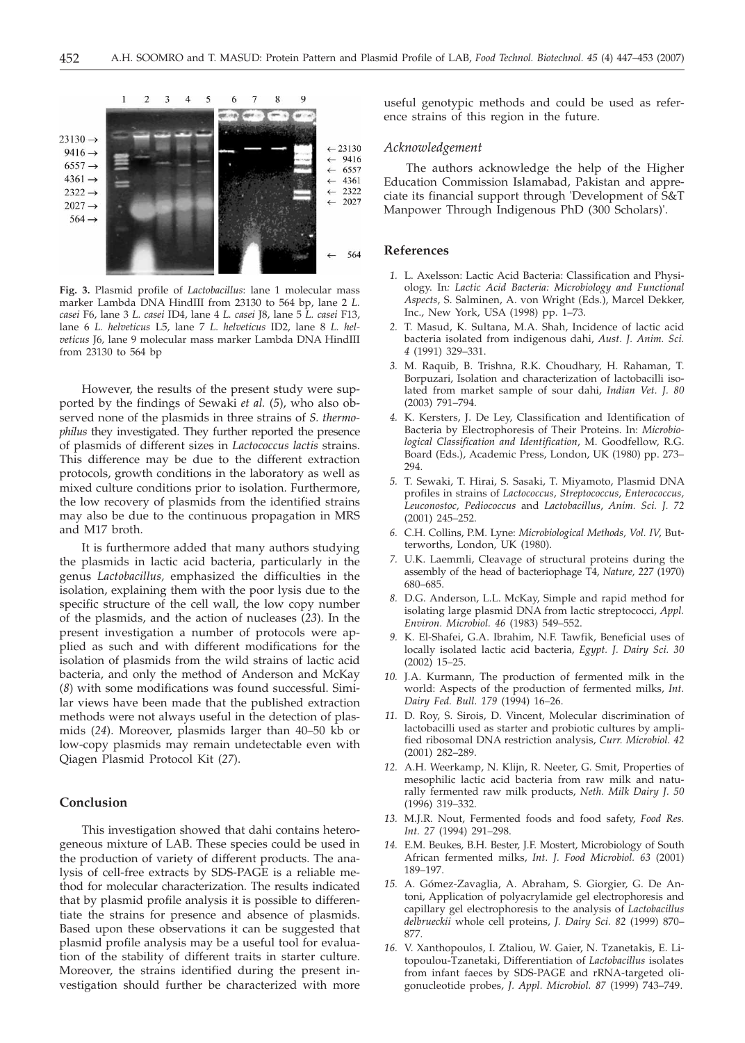Fig. 3. Plasmid profile of *Lactobacillus*: lane 1 molecular mass marker Lambda DNA HindIII from 23130 to 564 bp, lane 2 *L. casei* F6, lane 3 *L. casei* ID4, lane 4 *L. casei* J8, lane 5 *L. casei* F13, lane 6 *L. helveticus* L5, lane 7 *L. helveticus* ID2, lane 8 *L. helveticus* J6, lane 9 molecular mass marker Lambda DNA HindIII from 23130 to 564 bp

However, the results of the present study were supported by the findings of Sewaki *et al.* (*5*), who also observed none of the plasmids in three strains of *S. thermophilus* they investigated. They further reported the presence of plasmids of different sizes in *Lactococcus lactis* strains. This difference may be due to the different extraction protocols, growth conditions in the laboratory as well as mixed culture conditions prior to isolation. Furthermore, the low recovery of plasmids from the identified strains may also be due to the continuous propagation in MRS and M17 broth.

It is furthermore added that many authors studying the plasmids in lactic acid bacteria, particularly in the genus *Lactobacillus*, emphasized the difficulties in the isolation, explaining them with the poor lysis due to the specific structure of the cell wall, the low copy number of the plasmids, and the action of nucleases (*23*). In the present investigation a number of protocols were applied as such and with different modifications for the isolation of plasmids from the wild strains of lactic acid bacteria, and only the method of Anderson and McKay (*8*) with some modifications was found successful. Similar views have been made that the published extraction methods were not always useful in the detection of plasmids (*24*). Moreover, plasmids larger than 40–50 kb or low-copy plasmids may remain undetectable even with Qiagen Plasmid Protocol Kit (*27*).

## Conclusion

This investigation showed that dahi contains heterogeneous mixture of LAB. These species could be used in the production of variety of different products. The analysis of cell-free extracts by SDS-PAGE is a reliable method for molecular characterization. The results indicated that by plasmid profile analysis it is possible to differentiate the strains for presence and absence of plasmids. Based upon these observations it can be suggested that plasmid profile analysis may be a useful tool for evaluation of the stability of different traits in starter culture. Moreover, the strains identified during the present investigation should further be characterized with more useful genotypic methods and could be used as reference strains of this region in the future.

### *Acknowledgement*

The authors acknowledge the help of the Higher Education Commission Islamabad, Pakistan and appreciate its financial support through 'Development of S&T Manpower Through Indigenous PhD (300 Scholars)'.

## References

1. L. Axelsson: Lactic Acid Bacteria: Classification and Physiology. In: *Lactic Acid Bacteria: Microbiology and Functional Aspects*, S. Salminen, A. von Wright (Eds.), Marcel Dekker, Inc., New York, USA (1998) pp. 1–73.
2. T. Masud, K. Sultana, M.A. Shah, Incidence of lactic acid bacteria isolated from indigenous dahi, *Aust. J. Anim. Sci. 4* (1991) 329–331.
3. M. Raquib, B. Trishna, R.K. Choudhary, H. Rahaman, T. Borpuzari, Isolation and characterization of lactobacilli isolated from market sample of sour dahi, *Indian Vet. J. 80* (2003) 791–794.
4. K. Kersters, J. De Ley, Classification and Identification of Bacteria by Electrophoresis of Their Proteins. In: *Microbiological Classification and Identification*, M. Goodfellow, R.G. Board (Eds.), Academic Press, London, UK (1980) pp. 273–294.
5. T. Sewaki, T. Hirai, S. Sasaki, T. Miyamoto, Plasmid DNA profiles in strains of *Lactococcus, Streptococcus, Enterococcus, Leuconostoc, Pediococcus* and *Lactobacillus*, *Anim. Sci. J. 72* (2001) 245–252.
6. C.H. Collins, P.M. Lyne: *Microbiological Methods, Vol. IV*, Butterworths, London, UK (1980).
7. U.K. Laemmli, Cleavage of structural proteins during the assembly of the head of bacteriophage T4, *Nature, 227* (1970) 680–685.
8. D.G. Anderson, L.L. McKay, Simple and rapid method for isolating large plasmid DNA from lactic streptococci, *Appl. Environ. Microbiol. 46* (1983) 549–552.
9. K. El-Shafei, G.A. Ibrahim, N.F. Tawfik, Beneficial uses of locally isolated lactic acid bacteria, *Egypt. J. Dairy Sci. 30* (2002) 15–25.
10. J.A. Kurmann, The production of fermented milk in the world: Aspects of the production of fermented milks, *Int. Dairy Fed. Bull. 179* (1994) 16–26.
11. D. Roy, S. Sirois, D. Vincent, Molecular discrimination of lactobacilli used as starter and probiotic cultures by amplified ribosomal DNA restriction analysis, *Curr. Microbiol. 42* (2001) 282–289.
12. A.H. Weerkamp, N. Klijn, R. Neeter, G. Smit, Properties of mesophilic lactic acid bacteria from raw milk and naturally fermented raw milk products, *Neth. Milk Dairy J. 50* (1996) 319–332.
13. M.J.R. Nout, Fermented foods and food safety, *Food Res. Int. 27* (1994) 291–298.
14. E.M. Beukes, B.H. Bester, J.F. Mostert, Microbiology of South African fermented milks, *Int. J. Food Microbiol. 63* (2001) 189–197.
15. A. Gómez-Zavaglia, A. Abraham, S. Giorgier, G. De Antoni, Application of polyacrylamide gel electrophoresis and capillary gel electrophoresis to the analysis of *Lactobacillus delbrueckii* whole cell proteins, *J. Dairy Sci. 82* (1999) 870–877.
16. V. Xanthopoulos, I. Ztaliou, W. Gaier, N. Tzanetakis, E. Litopoulou-Tzanetaki, Differentiation of *Lactobacillus* isolates from infant faeces by SDS-PAGE and rRNA-targeted oligonucleotide probes, *J. Appl. Microbiol. 87* (1999) 743–749.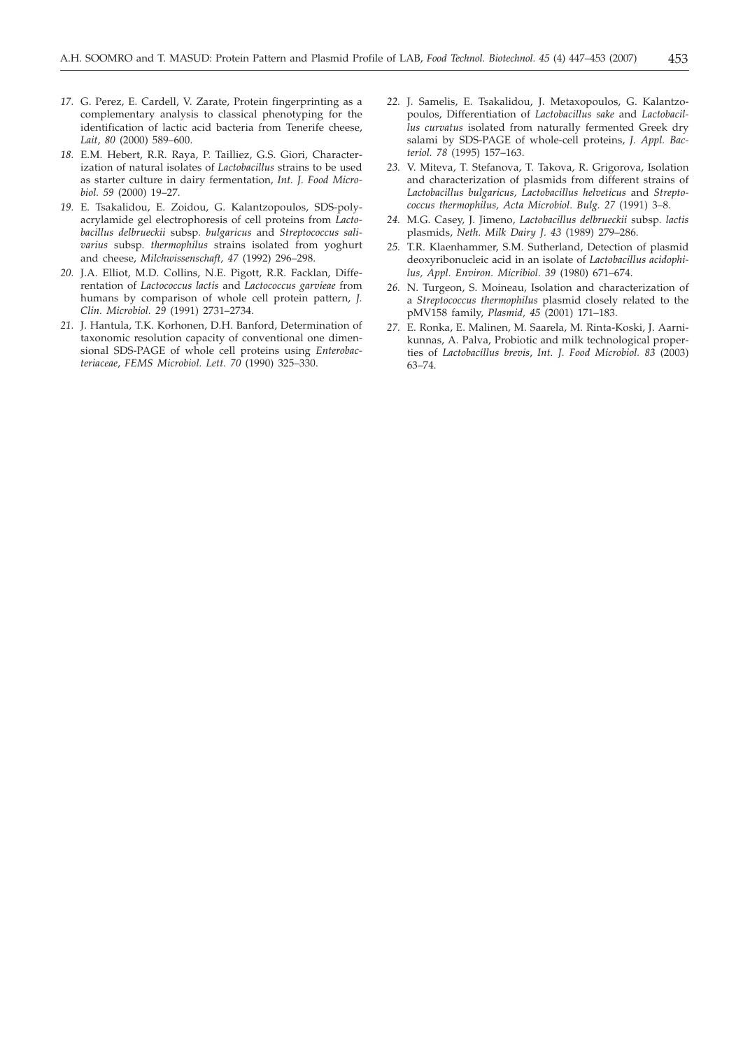*17.* G. Perez, E. Cardell, V. Zarate, Protein fingerprinting as a complementary analysis to classical phenotyping for the identification of lactic acid bacteria from Tenerife cheese, *Lait*, *80* (2000) 589–600.

*18.* E.M. Hebert, R.R. Raya, P. Tailliez, G.S. Giori, Characterization of natural isolates of *Lactobacillus* strains to be used as starter culture in dairy fermentation, *Int. J. Food Microbiol. 59* (2000) 19–27.

*19.* E. Tsakalidou, E. Zoidou, G. Kalantzopoulos, SDS-polyacrylamide gel electrophoresis of cell proteins from *Lactobacillus delbrueckii* subsp. *bulgaricus* and *Streptococcus salivarius* subsp. *thermophilus* strains isolated from yoghurt and cheese, *Milchwissenschaft*, *47* (1992) 296–298.

*20.* J.A. Elliot, M.D. Collins, N.E. Pigott, R.R. Facklan, Differentation of *Lactococcus lactis* and *Lactococcus garvieae* from humans by comparison of whole cell protein pattern, *J. Clin. Microbiol. 29* (1991) 2731–2734.

*21.* J. Hantula, T.K. Korhonen, D.H. Banford, Determination of taxonomic resolution capacity of conventional one dimensional SDS-PAGE of whole cell proteins using *Enterobacteriaceae*, *FEMS Microbiol. Lett. 70* (1990) 325–330.

*22.* J. Samelis, E. Tsakalidou, J. Metaxopoulos, G. Kalantzopoulos, Differentiation of *Lactobacillus sake* and *Lactobacillus curvatus* isolated from naturally fermented Greek dry salami by SDS-PAGE of whole-cell proteins, *J. Appl. Bacteriol. 78* (1995) 157–163.

*23.* V. Miteva, T. Stefanova, T. Takova, R. Grigorova, Isolation and characterization of plasmids from different strains of *Lactobacillus bulgaricus*, *Lactobacillus helveticus* and *Streptococcus thermophilus, Acta Microbiol. Bulg. 27* (1991) 3–8.

*24.* M.G. Casey, J. Jimeno, *Lactobacillus delbrueckii* subsp. *lactis* plasmids, *Neth. Milk Dairy J. 43* (1989) 279–286.

*25.* T.R. Klaenhammer, S.M. Sutherland, Detection of plasmid deoxyribonucleic acid in an isolate of *Lactobacillus acidophilus*, *Appl. Environ. Micribiol. 39* (1980) 671–674.

*26.* N. Turgeon, S. Moineau, Isolation and characterization of a *Streptococcus thermophilus* plasmid closely related to the pMV158 family, *Plasmid*, *45* (2001) 171–183.

*27.* E. Ronka, E. Malinen, M. Saarela, M. Rinta-Koski, J. Aarnikunnas, A. Palva, Probiotic and milk technological properties of *Lactobacillus brevis*, *Int. J. Food Microbiol. 83* (2003) 63–74.